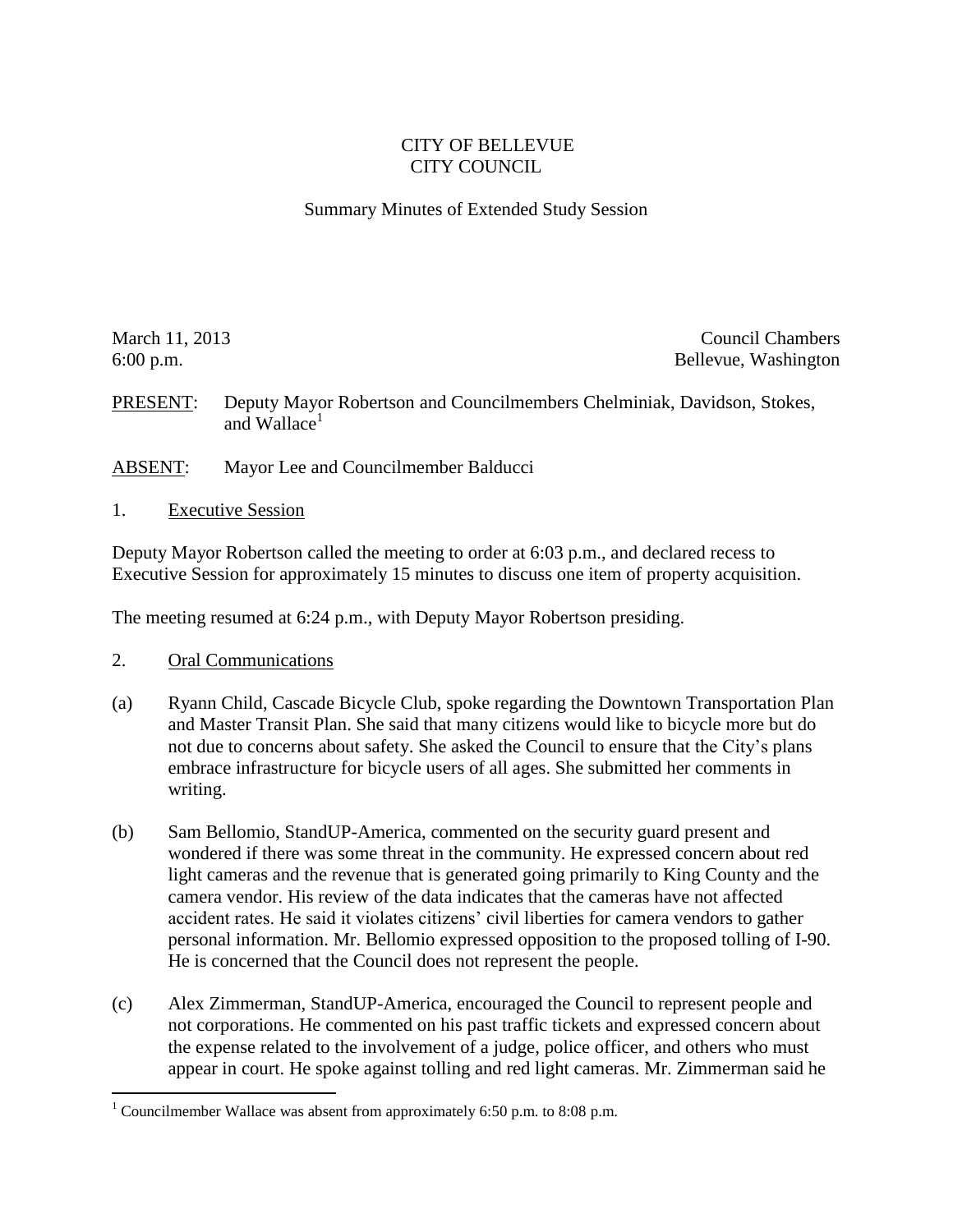CITY OF BELLEVUE
CITY COUNCIL

Summary Minutes of Extended Study Session

March 11, 2013
6:00 p.m.

Council Chambers
Bellevue, Washington

PRESENT: Deputy Mayor Robertson and Councilmembers Chelminiak, Davidson, Stokes, and Wallace[1]

ABSENT: Mayor Lee and Councilmember Balducci

1. Executive Session

Deputy Mayor Robertson called the meeting to order at 6:03 p.m., and declared recess to Executive Session for approximately 15 minutes to discuss one item of property acquisition.

The meeting resumed at 6:24 p.m., with Deputy Mayor Robertson presiding.

2. Oral Communications

(a) Ryann Child, Cascade Bicycle Club, spoke regarding the Downtown Transportation Plan and Master Transit Plan. She said that many citizens would like to bicycle more but do not due to concerns about safety. She asked the Council to ensure that the City's plans embrace infrastructure for bicycle users of all ages. She submitted her comments in writing.

(b) Sam Bellomio, StandUP-America, commented on the security guard present and wondered if there was some threat in the community. He expressed concern about red light cameras and the revenue that is generated going primarily to King County and the camera vendor. His review of the data indicates that the cameras have not affected accident rates. He said it violates citizens' civil liberties for camera vendors to gather personal information. Mr. Bellomio expressed opposition to the proposed tolling of I-90. He is concerned that the Council does not represent the people.

(c) Alex Zimmerman, StandUP-America, encouraged the Council to represent people and not corporations. He commented on his past traffic tickets and expressed concern about the expense related to the involvement of a judge, police officer, and others who must appear in court. He spoke against tolling and red light cameras. Mr. Zimmerman said he

[1] Councilmember Wallace was absent from approximately 6:50 p.m. to 8:08 p.m.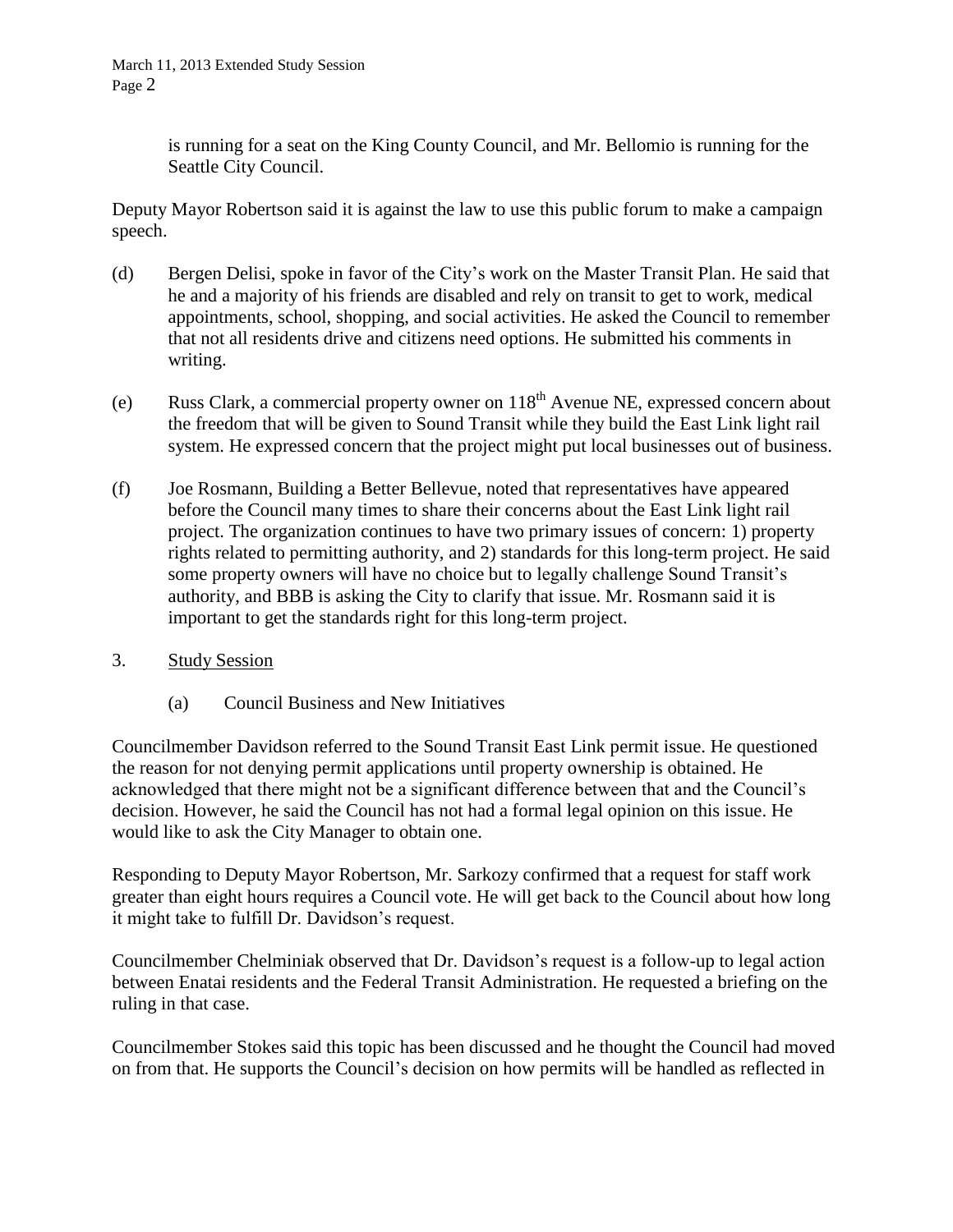is running for a seat on the King County Council, and Mr. Bellomio is running for the Seattle City Council.

Deputy Mayor Robertson said it is against the law to use this public forum to make a campaign speech.

(d) Bergen Delisi, spoke in favor of the City's work on the Master Transit Plan. He said that he and a majority of his friends are disabled and rely on transit to get to work, medical appointments, school, shopping, and social activities. He asked the Council to remember that not all residents drive and citizens need options. He submitted his comments in writing.

(e) Russ Clark, a commercial property owner on 118th Avenue NE, expressed concern about the freedom that will be given to Sound Transit while they build the East Link light rail system. He expressed concern that the project might put local businesses out of business.

(f) Joe Rosmann, Building a Better Bellevue, noted that representatives have appeared before the Council many times to share their concerns about the East Link light rail project. The organization continues to have two primary issues of concern: 1) property rights related to permitting authority, and 2) standards for this long-term project. He said some property owners will have no choice but to legally challenge Sound Transit's authority, and BBB is asking the City to clarify that issue. Mr. Rosmann said it is important to get the standards right for this long-term project.

3. Study Session

(a) Council Business and New Initiatives

Councilmember Davidson referred to the Sound Transit East Link permit issue. He questioned the reason for not denying permit applications until property ownership is obtained. He acknowledged that there might not be a significant difference between that and the Council's decision. However, he said the Council has not had a formal legal opinion on this issue. He would like to ask the City Manager to obtain one.

Responding to Deputy Mayor Robertson, Mr. Sarkozy confirmed that a request for staff work greater than eight hours requires a Council vote. He will get back to the Council about how long it might take to fulfill Dr. Davidson's request.

Councilmember Chelminiak observed that Dr. Davidson's request is a follow-up to legal action between Enatai residents and the Federal Transit Administration. He requested a briefing on the ruling in that case.

Councilmember Stokes said this topic has been discussed and he thought the Council had moved on from that. He supports the Council's decision on how permits will be handled as reflected in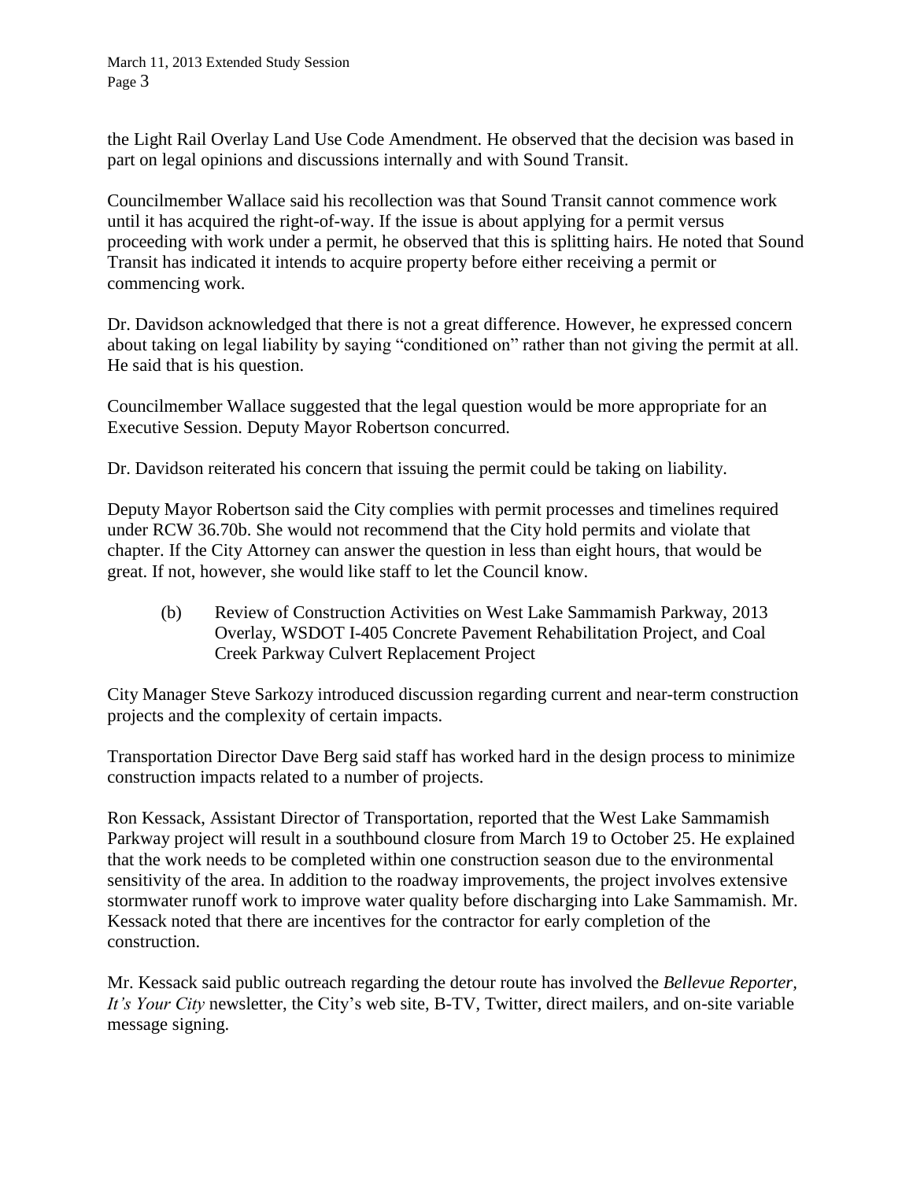the Light Rail Overlay Land Use Code Amendment. He observed that the decision was based in part on legal opinions and discussions internally and with Sound Transit.

Councilmember Wallace said his recollection was that Sound Transit cannot commence work until it has acquired the right-of-way. If the issue is about applying for a permit versus proceeding with work under a permit, he observed that this is splitting hairs. He noted that Sound Transit has indicated it intends to acquire property before either receiving a permit or commencing work.

Dr. Davidson acknowledged that there is not a great difference. However, he expressed concern about taking on legal liability by saying "conditioned on" rather than not giving the permit at all. He said that is his question.

Councilmember Wallace suggested that the legal question would be more appropriate for an Executive Session. Deputy Mayor Robertson concurred.

Dr. Davidson reiterated his concern that issuing the permit could be taking on liability.

Deputy Mayor Robertson said the City complies with permit processes and timelines required under RCW 36.70b. She would not recommend that the City hold permits and violate that chapter. If the City Attorney can answer the question in less than eight hours, that would be great. If not, however, she would like staff to let the Council know.

(b) Review of Construction Activities on West Lake Sammamish Parkway, 2013 Overlay, WSDOT I-405 Concrete Pavement Rehabilitation Project, and Coal Creek Parkway Culvert Replacement Project

City Manager Steve Sarkozy introduced discussion regarding current and near-term construction projects and the complexity of certain impacts.

Transportation Director Dave Berg said staff has worked hard in the design process to minimize construction impacts related to a number of projects.

Ron Kessack, Assistant Director of Transportation, reported that the West Lake Sammamish Parkway project will result in a southbound closure from March 19 to October 25. He explained that the work needs to be completed within one construction season due to the environmental sensitivity of the area. In addition to the roadway improvements, the project involves extensive stormwater runoff work to improve water quality before discharging into Lake Sammamish. Mr. Kessack noted that there are incentives for the contractor for early completion of the construction.

Mr. Kessack said public outreach regarding the detour route has involved the *Bellevue Reporter*, *It's Your City* newsletter, the City's web site, B-TV, Twitter, direct mailers, and on-site variable message signing.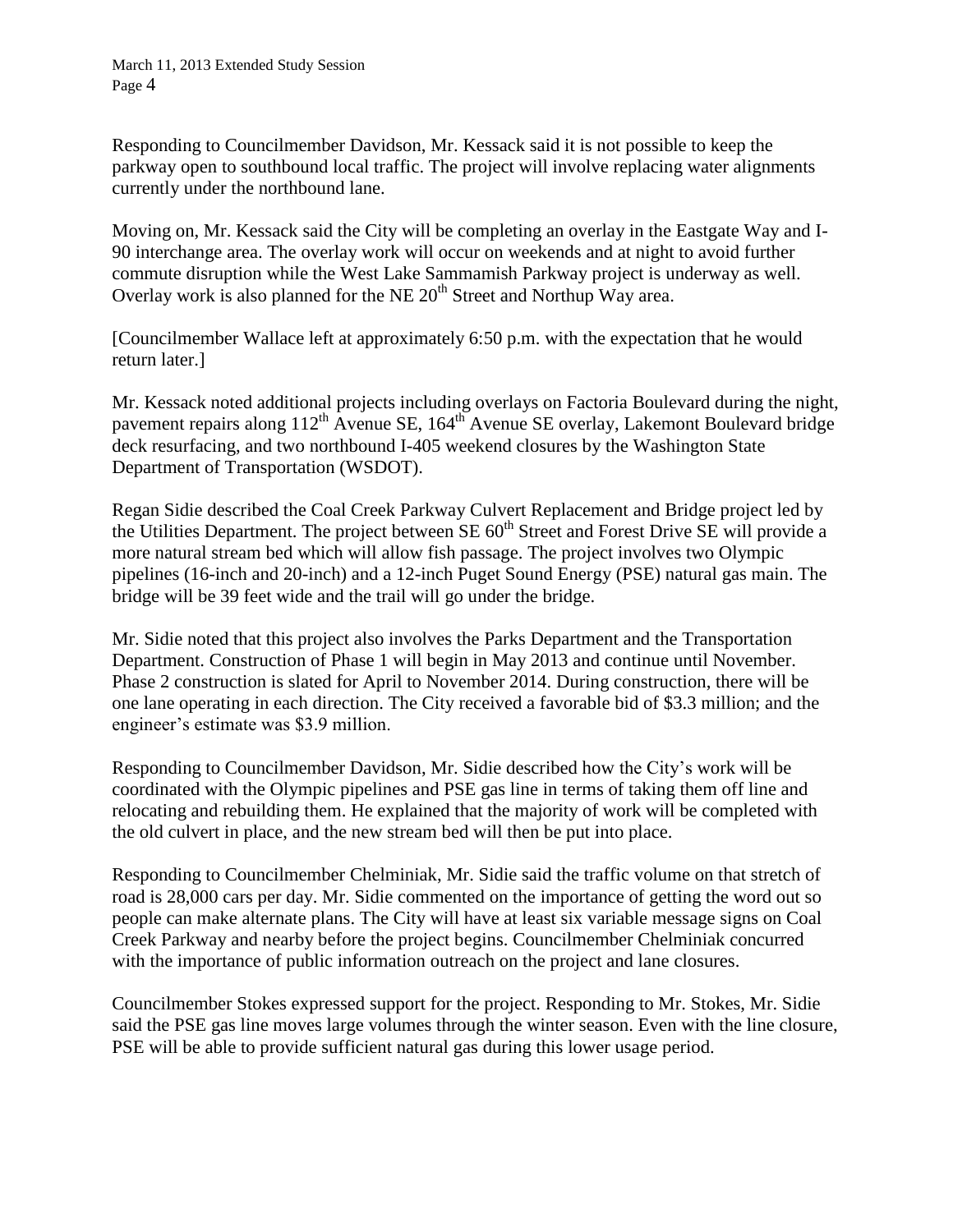Responding to Councilmember Davidson, Mr. Kessack said it is not possible to keep the parkway open to southbound local traffic. The project will involve replacing water alignments currently under the northbound lane.

Moving on, Mr. Kessack said the City will be completing an overlay in the Eastgate Way and I-90 interchange area. The overlay work will occur on weekends and at night to avoid further commute disruption while the West Lake Sammamish Parkway project is underway as well. Overlay work is also planned for the NE 20th Street and Northup Way area.

[Councilmember Wallace left at approximately 6:50 p.m. with the expectation that he would return later.]

Mr. Kessack noted additional projects including overlays on Factoria Boulevard during the night, pavement repairs along 112th Avenue SE, 164th Avenue SE overlay, Lakemont Boulevard bridge deck resurfacing, and two northbound I-405 weekend closures by the Washington State Department of Transportation (WSDOT).

Regan Sidie described the Coal Creek Parkway Culvert Replacement and Bridge project led by the Utilities Department. The project between SE 60th Street and Forest Drive SE will provide a more natural stream bed which will allow fish passage. The project involves two Olympic pipelines (16-inch and 20-inch) and a 12-inch Puget Sound Energy (PSE) natural gas main. The bridge will be 39 feet wide and the trail will go under the bridge.

Mr. Sidie noted that this project also involves the Parks Department and the Transportation Department. Construction of Phase 1 will begin in May 2013 and continue until November. Phase 2 construction is slated for April to November 2014. During construction, there will be one lane operating in each direction. The City received a favorable bid of $3.3 million; and the engineer's estimate was $3.9 million.

Responding to Councilmember Davidson, Mr. Sidie described how the City's work will be coordinated with the Olympic pipelines and PSE gas line in terms of taking them off line and relocating and rebuilding them. He explained that the majority of work will be completed with the old culvert in place, and the new stream bed will then be put into place.

Responding to Councilmember Chelminiak, Mr. Sidie said the traffic volume on that stretch of road is 28,000 cars per day. Mr. Sidie commented on the importance of getting the word out so people can make alternate plans. The City will have at least six variable message signs on Coal Creek Parkway and nearby before the project begins. Councilmember Chelminiak concurred with the importance of public information outreach on the project and lane closures.

Councilmember Stokes expressed support for the project. Responding to Mr. Stokes, Mr. Sidie said the PSE gas line moves large volumes through the winter season. Even with the line closure, PSE will be able to provide sufficient natural gas during this lower usage period.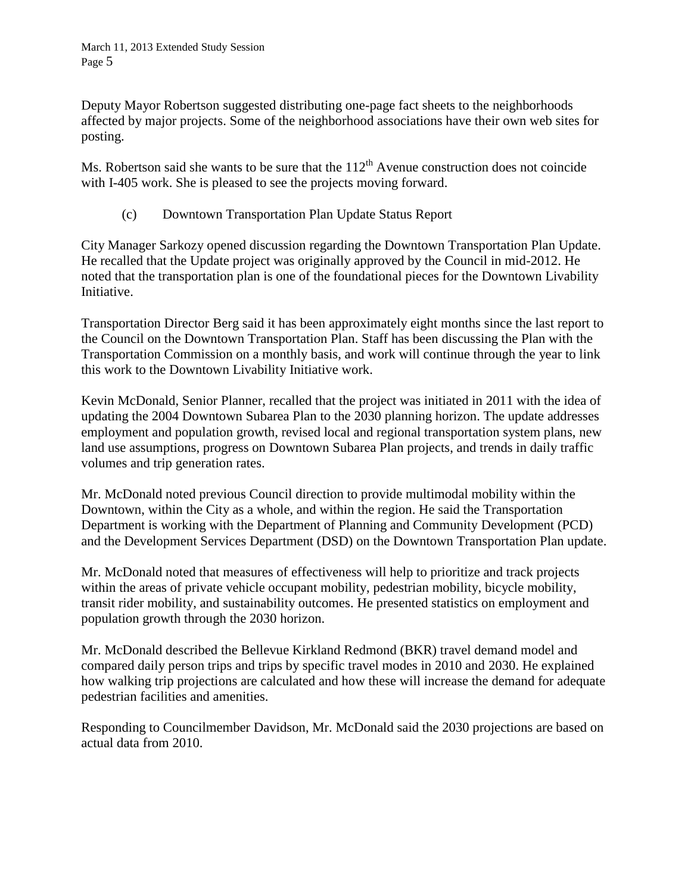Deputy Mayor Robertson suggested distributing one-page fact sheets to the neighborhoods affected by major projects. Some of the neighborhood associations have their own web sites for posting.

Ms. Robertson said she wants to be sure that the 112th Avenue construction does not coincide with I-405 work. She is pleased to see the projects moving forward.

(c) Downtown Transportation Plan Update Status Report

City Manager Sarkozy opened discussion regarding the Downtown Transportation Plan Update. He recalled that the Update project was originally approved by the Council in mid-2012. He noted that the transportation plan is one of the foundational pieces for the Downtown Livability Initiative.

Transportation Director Berg said it has been approximately eight months since the last report to the Council on the Downtown Transportation Plan. Staff has been discussing the Plan with the Transportation Commission on a monthly basis, and work will continue through the year to link this work to the Downtown Livability Initiative work.

Kevin McDonald, Senior Planner, recalled that the project was initiated in 2011 with the idea of updating the 2004 Downtown Subarea Plan to the 2030 planning horizon. The update addresses employment and population growth, revised local and regional transportation system plans, new land use assumptions, progress on Downtown Subarea Plan projects, and trends in daily traffic volumes and trip generation rates.

Mr. McDonald noted previous Council direction to provide multimodal mobility within the Downtown, within the City as a whole, and within the region. He said the Transportation Department is working with the Department of Planning and Community Development (PCD) and the Development Services Department (DSD) on the Downtown Transportation Plan update.

Mr. McDonald noted that measures of effectiveness will help to prioritize and track projects within the areas of private vehicle occupant mobility, pedestrian mobility, bicycle mobility, transit rider mobility, and sustainability outcomes. He presented statistics on employment and population growth through the 2030 horizon.

Mr. McDonald described the Bellevue Kirkland Redmond (BKR) travel demand model and compared daily person trips and trips by specific travel modes in 2010 and 2030. He explained how walking trip projections are calculated and how these will increase the demand for adequate pedestrian facilities and amenities.

Responding to Councilmember Davidson, Mr. McDonald said the 2030 projections are based on actual data from 2010.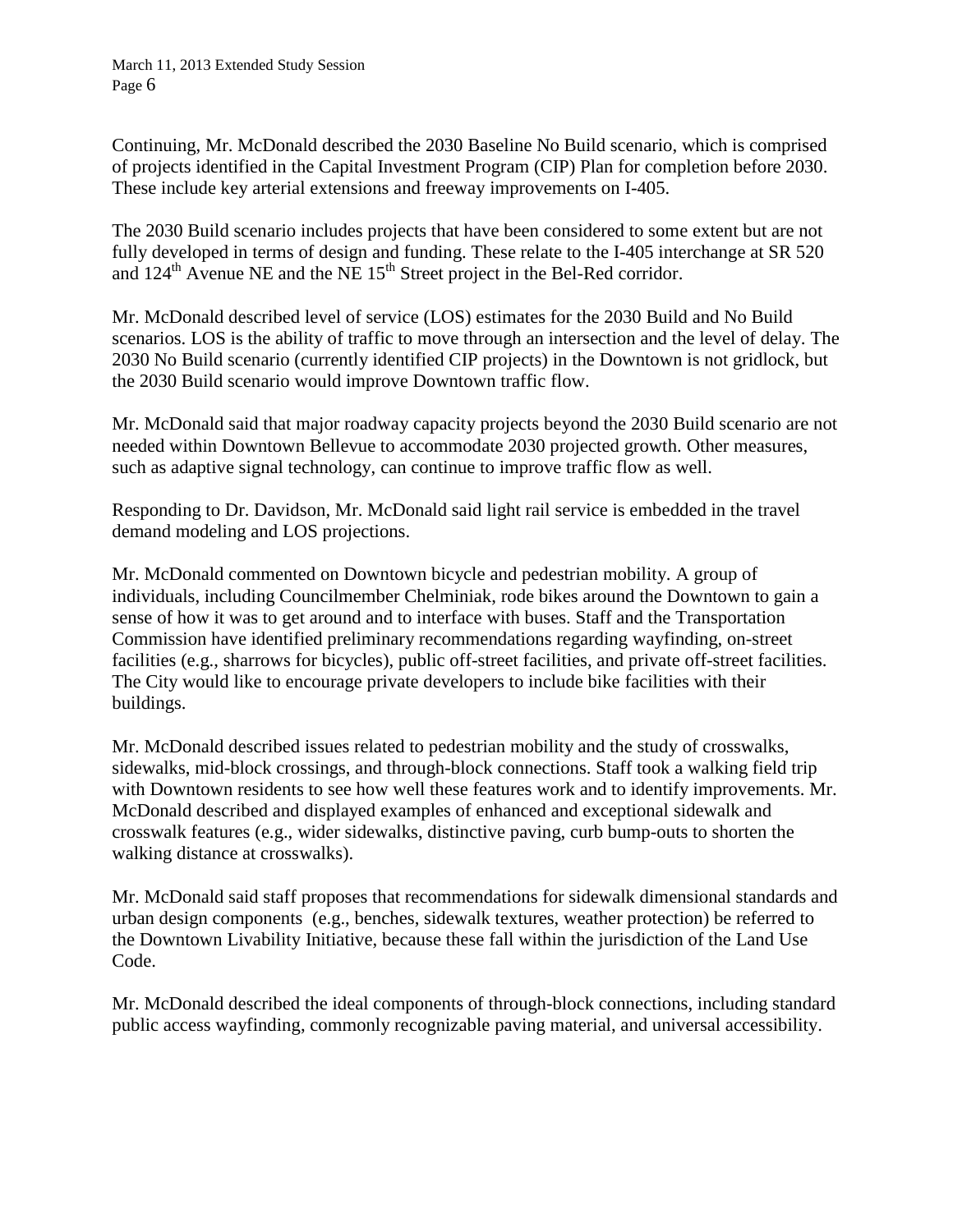Continuing, Mr. McDonald described the 2030 Baseline No Build scenario, which is comprised of projects identified in the Capital Investment Program (CIP) Plan for completion before 2030. These include key arterial extensions and freeway improvements on I-405.

The 2030 Build scenario includes projects that have been considered to some extent but are not fully developed in terms of design and funding. These relate to the I-405 interchange at SR 520 and 124th Avenue NE and the NE 15th Street project in the Bel-Red corridor.

Mr. McDonald described level of service (LOS) estimates for the 2030 Build and No Build scenarios. LOS is the ability of traffic to move through an intersection and the level of delay. The 2030 No Build scenario (currently identified CIP projects) in the Downtown is not gridlock, but the 2030 Build scenario would improve Downtown traffic flow.

Mr. McDonald said that major roadway capacity projects beyond the 2030 Build scenario are not needed within Downtown Bellevue to accommodate 2030 projected growth. Other measures, such as adaptive signal technology, can continue to improve traffic flow as well.

Responding to Dr. Davidson, Mr. McDonald said light rail service is embedded in the travel demand modeling and LOS projections.

Mr. McDonald commented on Downtown bicycle and pedestrian mobility. A group of individuals, including Councilmember Chelminiak, rode bikes around the Downtown to gain a sense of how it was to get around and to interface with buses. Staff and the Transportation Commission have identified preliminary recommendations regarding wayfinding, on-street facilities (e.g., sharrows for bicycles), public off-street facilities, and private off-street facilities. The City would like to encourage private developers to include bike facilities with their buildings.

Mr. McDonald described issues related to pedestrian mobility and the study of crosswalks, sidewalks, mid-block crossings, and through-block connections. Staff took a walking field trip with Downtown residents to see how well these features work and to identify improvements. Mr. McDonald described and displayed examples of enhanced and exceptional sidewalk and crosswalk features (e.g., wider sidewalks, distinctive paving, curb bump-outs to shorten the walking distance at crosswalks).

Mr. McDonald said staff proposes that recommendations for sidewalk dimensional standards and urban design components (e.g., benches, sidewalk textures, weather protection) be referred to the Downtown Livability Initiative, because these fall within the jurisdiction of the Land Use Code.

Mr. McDonald described the ideal components of through-block connections, including standard public access wayfinding, commonly recognizable paving material, and universal accessibility.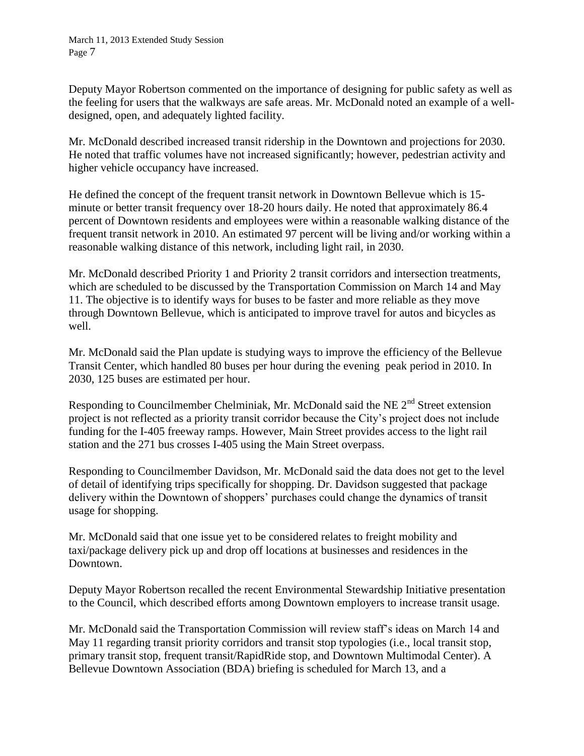Deputy Mayor Robertson commented on the importance of designing for public safety as well as the feeling for users that the walkways are safe areas. Mr. McDonald noted an example of a well-designed, open, and adequately lighted facility.

Mr. McDonald described increased transit ridership in the Downtown and projections for 2030. He noted that traffic volumes have not increased significantly; however, pedestrian activity and higher vehicle occupancy have increased.

He defined the concept of the frequent transit network in Downtown Bellevue which is 15-minute or better transit frequency over 18-20 hours daily. He noted that approximately 86.4 percent of Downtown residents and employees were within a reasonable walking distance of the frequent transit network in 2010. An estimated 97 percent will be living and/or working within a reasonable walking distance of this network, including light rail, in 2030.

Mr. McDonald described Priority 1 and Priority 2 transit corridors and intersection treatments, which are scheduled to be discussed by the Transportation Commission on March 14 and May 11. The objective is to identify ways for buses to be faster and more reliable as they move through Downtown Bellevue, which is anticipated to improve travel for autos and bicycles as well.

Mr. McDonald said the Plan update is studying ways to improve the efficiency of the Bellevue Transit Center, which handled 80 buses per hour during the evening peak period in 2010. In 2030, 125 buses are estimated per hour.

Responding to Councilmember Chelminiak, Mr. McDonald said the NE 2nd Street extension project is not reflected as a priority transit corridor because the City's project does not include funding for the I-405 freeway ramps. However, Main Street provides access to the light rail station and the 271 bus crosses I-405 using the Main Street overpass.

Responding to Councilmember Davidson, Mr. McDonald said the data does not get to the level of detail of identifying trips specifically for shopping. Dr. Davidson suggested that package delivery within the Downtown of shoppers' purchases could change the dynamics of transit usage for shopping.

Mr. McDonald said that one issue yet to be considered relates to freight mobility and taxi/package delivery pick up and drop off locations at businesses and residences in the Downtown.

Deputy Mayor Robertson recalled the recent Environmental Stewardship Initiative presentation to the Council, which described efforts among Downtown employers to increase transit usage.

Mr. McDonald said the Transportation Commission will review staff's ideas on March 14 and May 11 regarding transit priority corridors and transit stop typologies (i.e., local transit stop, primary transit stop, frequent transit/RapidRide stop, and Downtown Multimodal Center). A Bellevue Downtown Association (BDA) briefing is scheduled for March 13, and a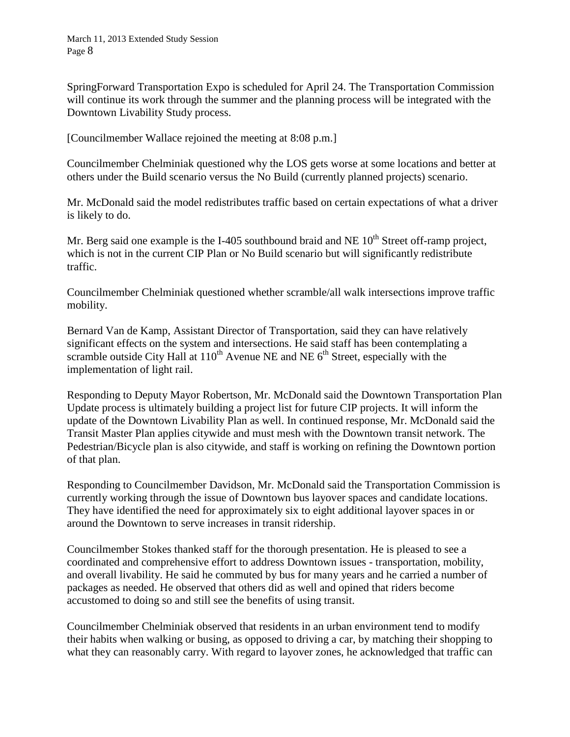SpringForward Transportation Expo is scheduled for April 24. The Transportation Commission will continue its work through the summer and the planning process will be integrated with the Downtown Livability Study process.

[Councilmember Wallace rejoined the meeting at 8:08 p.m.]

Councilmember Chelminiak questioned why the LOS gets worse at some locations and better at others under the Build scenario versus the No Build (currently planned projects) scenario.

Mr. McDonald said the model redistributes traffic based on certain expectations of what a driver is likely to do.

Mr. Berg said one example is the I-405 southbound braid and NE 10th Street off-ramp project, which is not in the current CIP Plan or No Build scenario but will significantly redistribute traffic.

Councilmember Chelminiak questioned whether scramble/all walk intersections improve traffic mobility.

Bernard Van de Kamp, Assistant Director of Transportation, said they can have relatively significant effects on the system and intersections. He said staff has been contemplating a scramble outside City Hall at 110th Avenue NE and NE 6th Street, especially with the implementation of light rail.

Responding to Deputy Mayor Robertson, Mr. McDonald said the Downtown Transportation Plan Update process is ultimately building a project list for future CIP projects. It will inform the update of the Downtown Livability Plan as well. In continued response, Mr. McDonald said the Transit Master Plan applies citywide and must mesh with the Downtown transit network. The Pedestrian/Bicycle plan is also citywide, and staff is working on refining the Downtown portion of that plan.

Responding to Councilmember Davidson, Mr. McDonald said the Transportation Commission is currently working through the issue of Downtown bus layover spaces and candidate locations. They have identified the need for approximately six to eight additional layover spaces in or around the Downtown to serve increases in transit ridership.

Councilmember Stokes thanked staff for the thorough presentation. He is pleased to see a coordinated and comprehensive effort to address Downtown issues - transportation, mobility, and overall livability. He said he commuted by bus for many years and he carried a number of packages as needed. He observed that others did as well and opined that riders become accustomed to doing so and still see the benefits of using transit.

Councilmember Chelminiak observed that residents in an urban environment tend to modify their habits when walking or busing, as opposed to driving a car, by matching their shopping to what they can reasonably carry. With regard to layover zones, he acknowledged that traffic can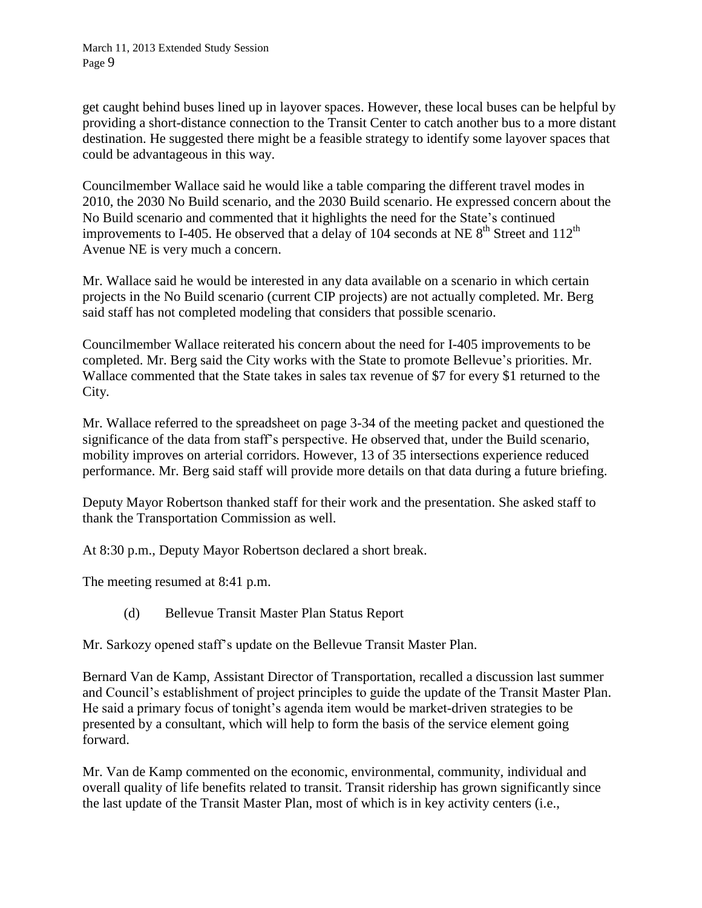get caught behind buses lined up in layover spaces. However, these local buses can be helpful by providing a short-distance connection to the Transit Center to catch another bus to a more distant destination. He suggested there might be a feasible strategy to identify some layover spaces that could be advantageous in this way.

Councilmember Wallace said he would like a table comparing the different travel modes in 2010, the 2030 No Build scenario, and the 2030 Build scenario. He expressed concern about the No Build scenario and commented that it highlights the need for the State's continued improvements to I-405. He observed that a delay of 104 seconds at NE 8th Street and 112th Avenue NE is very much a concern.

Mr. Wallace said he would be interested in any data available on a scenario in which certain projects in the No Build scenario (current CIP projects) are not actually completed. Mr. Berg said staff has not completed modeling that considers that possible scenario.

Councilmember Wallace reiterated his concern about the need for I-405 improvements to be completed. Mr. Berg said the City works with the State to promote Bellevue's priorities. Mr. Wallace commented that the State takes in sales tax revenue of $7 for every $1 returned to the City.

Mr. Wallace referred to the spreadsheet on page 3-34 of the meeting packet and questioned the significance of the data from staff's perspective. He observed that, under the Build scenario, mobility improves on arterial corridors. However, 13 of 35 intersections experience reduced performance. Mr. Berg said staff will provide more details on that data during a future briefing.

Deputy Mayor Robertson thanked staff for their work and the presentation. She asked staff to thank the Transportation Commission as well.

At 8:30 p.m., Deputy Mayor Robertson declared a short break.

The meeting resumed at 8:41 p.m.

(d) Bellevue Transit Master Plan Status Report

Mr. Sarkozy opened staff's update on the Bellevue Transit Master Plan.

Bernard Van de Kamp, Assistant Director of Transportation, recalled a discussion last summer and Council's establishment of project principles to guide the update of the Transit Master Plan. He said a primary focus of tonight's agenda item would be market-driven strategies to be presented by a consultant, which will help to form the basis of the service element going forward.

Mr. Van de Kamp commented on the economic, environmental, community, individual and overall quality of life benefits related to transit. Transit ridership has grown significantly since the last update of the Transit Master Plan, most of which is in key activity centers (i.e.,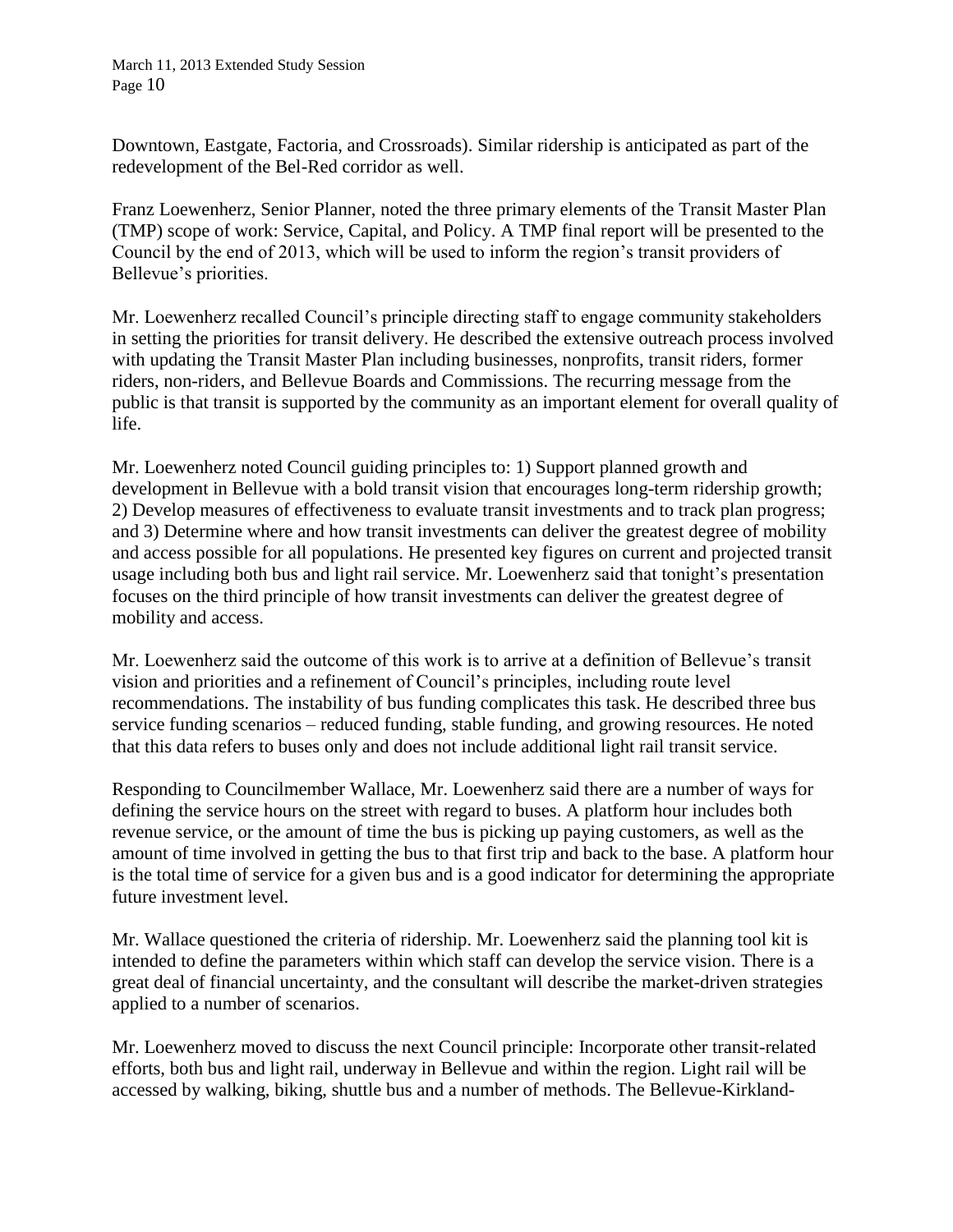Downtown, Eastgate, Factoria, and Crossroads). Similar ridership is anticipated as part of the redevelopment of the Bel-Red corridor as well.

Franz Loewenherz, Senior Planner, noted the three primary elements of the Transit Master Plan (TMP) scope of work: Service, Capital, and Policy. A TMP final report will be presented to the Council by the end of 2013, which will be used to inform the region's transit providers of Bellevue's priorities.

Mr. Loewenherz recalled Council's principle directing staff to engage community stakeholders in setting the priorities for transit delivery. He described the extensive outreach process involved with updating the Transit Master Plan including businesses, nonprofits, transit riders, former riders, non-riders, and Bellevue Boards and Commissions. The recurring message from the public is that transit is supported by the community as an important element for overall quality of life.

Mr. Loewenherz noted Council guiding principles to: 1) Support planned growth and development in Bellevue with a bold transit vision that encourages long-term ridership growth; 2) Develop measures of effectiveness to evaluate transit investments and to track plan progress; and 3) Determine where and how transit investments can deliver the greatest degree of mobility and access possible for all populations. He presented key figures on current and projected transit usage including both bus and light rail service. Mr. Loewenherz said that tonight's presentation focuses on the third principle of how transit investments can deliver the greatest degree of mobility and access.

Mr. Loewenherz said the outcome of this work is to arrive at a definition of Bellevue's transit vision and priorities and a refinement of Council's principles, including route level recommendations. The instability of bus funding complicates this task. He described three bus service funding scenarios – reduced funding, stable funding, and growing resources. He noted that this data refers to buses only and does not include additional light rail transit service.

Responding to Councilmember Wallace, Mr. Loewenherz said there are a number of ways for defining the service hours on the street with regard to buses. A platform hour includes both revenue service, or the amount of time the bus is picking up paying customers, as well as the amount of time involved in getting the bus to that first trip and back to the base. A platform hour is the total time of service for a given bus and is a good indicator for determining the appropriate future investment level.

Mr. Wallace questioned the criteria of ridership. Mr. Loewenherz said the planning tool kit is intended to define the parameters within which staff can develop the service vision. There is a great deal of financial uncertainty, and the consultant will describe the market-driven strategies applied to a number of scenarios.

Mr. Loewenherz moved to discuss the next Council principle: Incorporate other transit-related efforts, both bus and light rail, underway in Bellevue and within the region. Light rail will be accessed by walking, biking, shuttle bus and a number of methods. The Bellevue-Kirkland-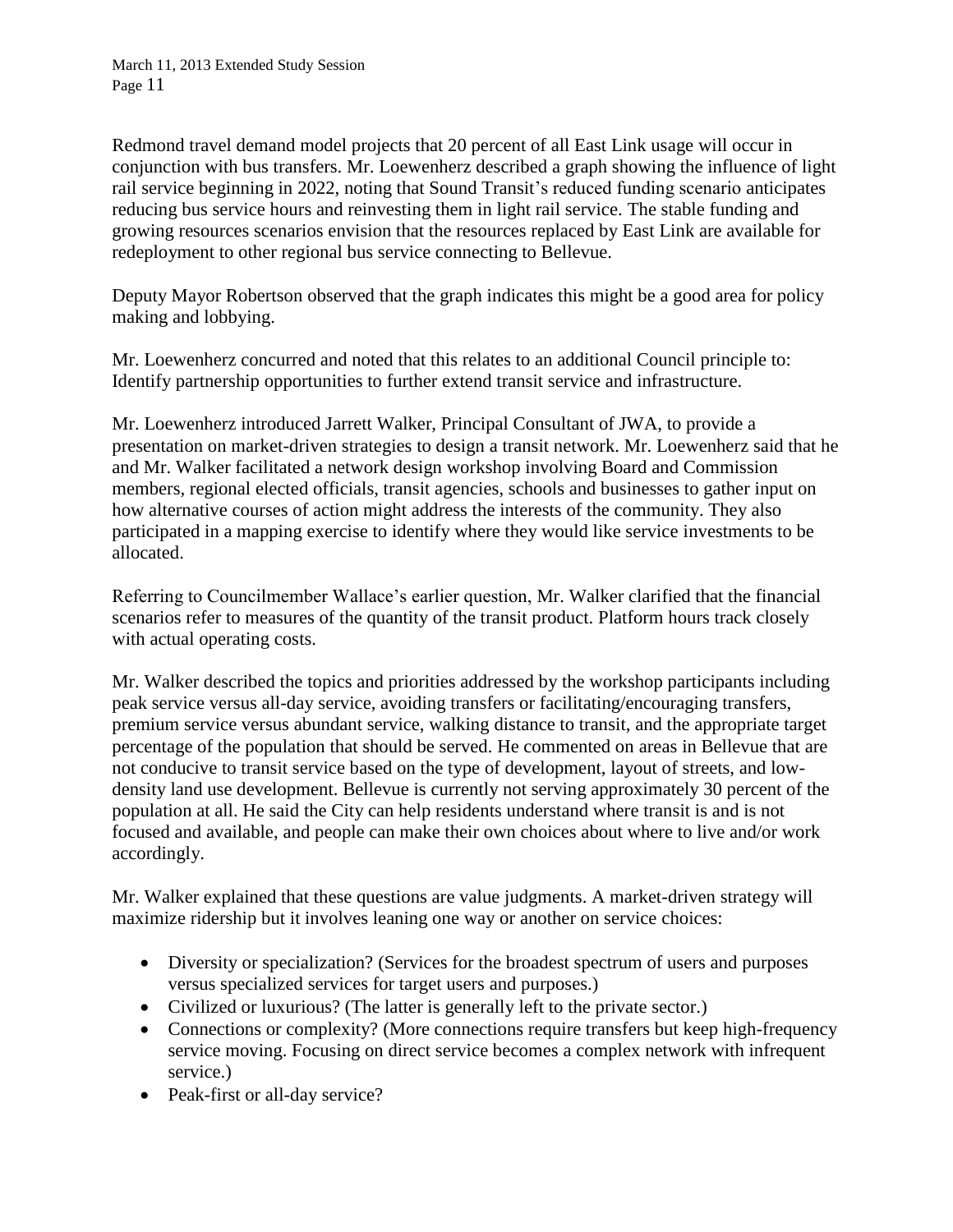Redmond travel demand model projects that 20 percent of all East Link usage will occur in conjunction with bus transfers. Mr. Loewenherz described a graph showing the influence of light rail service beginning in 2022, noting that Sound Transit's reduced funding scenario anticipates reducing bus service hours and reinvesting them in light rail service. The stable funding and growing resources scenarios envision that the resources replaced by East Link are available for redeployment to other regional bus service connecting to Bellevue.

Deputy Mayor Robertson observed that the graph indicates this might be a good area for policy making and lobbying.

Mr. Loewenherz concurred and noted that this relates to an additional Council principle to: Identify partnership opportunities to further extend transit service and infrastructure.

Mr. Loewenherz introduced Jarrett Walker, Principal Consultant of JWA, to provide a presentation on market-driven strategies to design a transit network. Mr. Loewenherz said that he and Mr. Walker facilitated a network design workshop involving Board and Commission members, regional elected officials, transit agencies, schools and businesses to gather input on how alternative courses of action might address the interests of the community. They also participated in a mapping exercise to identify where they would like service investments to be allocated.

Referring to Councilmember Wallace's earlier question, Mr. Walker clarified that the financial scenarios refer to measures of the quantity of the transit product. Platform hours track closely with actual operating costs.

Mr. Walker described the topics and priorities addressed by the workshop participants including peak service versus all-day service, avoiding transfers or facilitating/encouraging transfers, premium service versus abundant service, walking distance to transit, and the appropriate target percentage of the population that should be served. He commented on areas in Bellevue that are not conducive to transit service based on the type of development, layout of streets, and low-density land use development. Bellevue is currently not serving approximately 30 percent of the population at all. He said the City can help residents understand where transit is and is not focused and available, and people can make their own choices about where to live and/or work accordingly.

Mr. Walker explained that these questions are value judgments. A market-driven strategy will maximize ridership but it involves leaning one way or another on service choices:

- Diversity or specialization? (Services for the broadest spectrum of users and purposes versus specialized services for target users and purposes.)
- Civilized or luxurious? (The latter is generally left to the private sector.)
- Connections or complexity? (More connections require transfers but keep high-frequency service moving. Focusing on direct service becomes a complex network with infrequent service.)
- Peak-first or all-day service?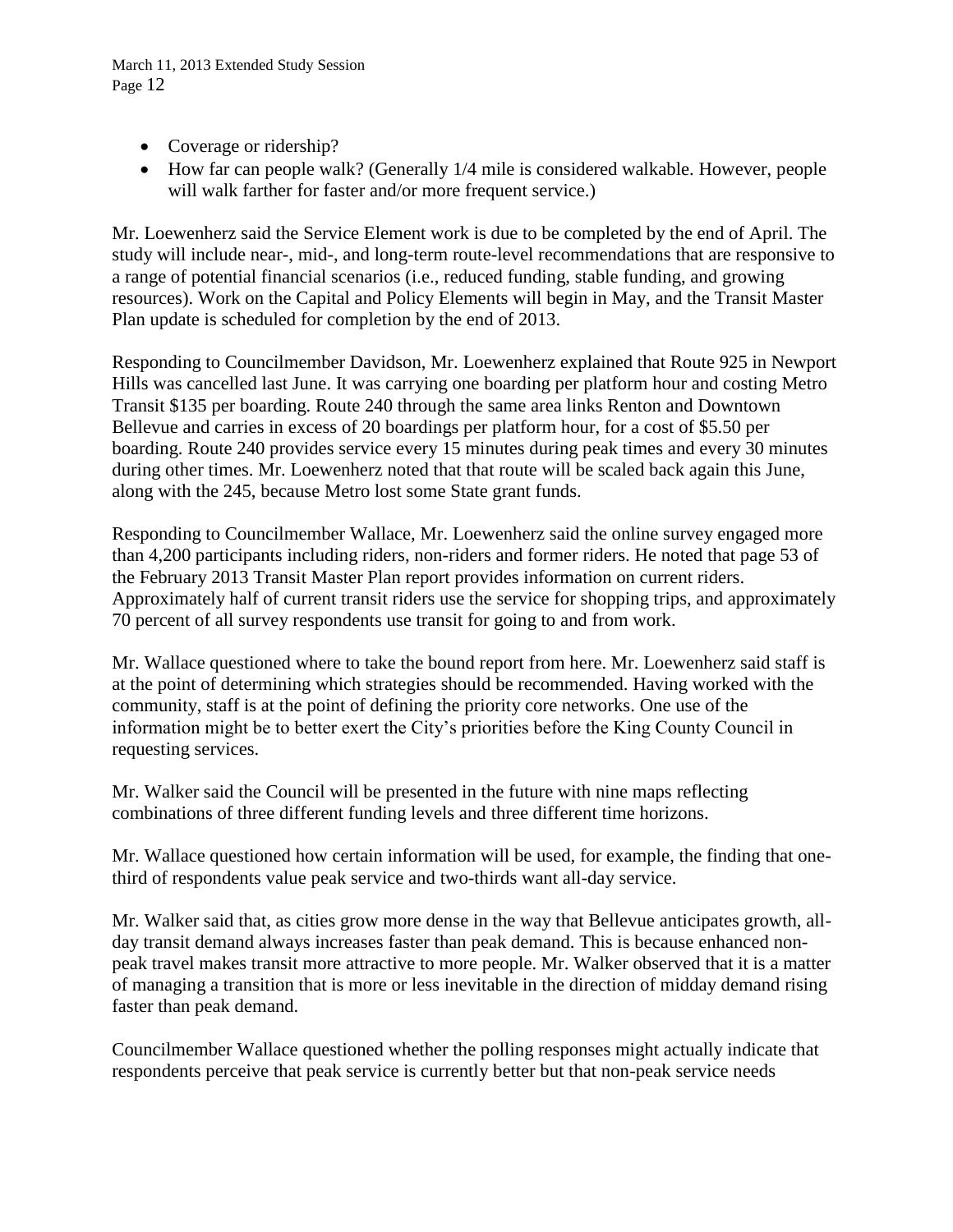- Coverage or ridership?
- How far can people walk? (Generally 1/4 mile is considered walkable. However, people will walk farther for faster and/or more frequent service.)

Mr. Loewenherz said the Service Element work is due to be completed by the end of April. The study will include near-, mid-, and long-term route-level recommendations that are responsive to a range of potential financial scenarios (i.e., reduced funding, stable funding, and growing resources). Work on the Capital and Policy Elements will begin in May, and the Transit Master Plan update is scheduled for completion by the end of 2013.

Responding to Councilmember Davidson, Mr. Loewenherz explained that Route 925 in Newport Hills was cancelled last June. It was carrying one boarding per platform hour and costing Metro Transit $135 per boarding. Route 240 through the same area links Renton and Downtown Bellevue and carries in excess of 20 boardings per platform hour, for a cost of $5.50 per boarding. Route 240 provides service every 15 minutes during peak times and every 30 minutes during other times. Mr. Loewenherz noted that that route will be scaled back again this June, along with the 245, because Metro lost some State grant funds.

Responding to Councilmember Wallace, Mr. Loewenherz said the online survey engaged more than 4,200 participants including riders, non-riders and former riders. He noted that page 53 of the February 2013 Transit Master Plan report provides information on current riders. Approximately half of current transit riders use the service for shopping trips, and approximately 70 percent of all survey respondents use transit for going to and from work.

Mr. Wallace questioned where to take the bound report from here. Mr. Loewenherz said staff is at the point of determining which strategies should be recommended. Having worked with the community, staff is at the point of defining the priority core networks. One use of the information might be to better exert the City's priorities before the King County Council in requesting services.

Mr. Walker said the Council will be presented in the future with nine maps reflecting combinations of three different funding levels and three different time horizons.

Mr. Wallace questioned how certain information will be used, for example, the finding that one-third of respondents value peak service and two-thirds want all-day service.

Mr. Walker said that, as cities grow more dense in the way that Bellevue anticipates growth, all-day transit demand always increases faster than peak demand. This is because enhanced non-peak travel makes transit more attractive to more people. Mr. Walker observed that it is a matter of managing a transition that is more or less inevitable in the direction of midday demand rising faster than peak demand.

Councilmember Wallace questioned whether the polling responses might actually indicate that respondents perceive that peak service is currently better but that non-peak service needs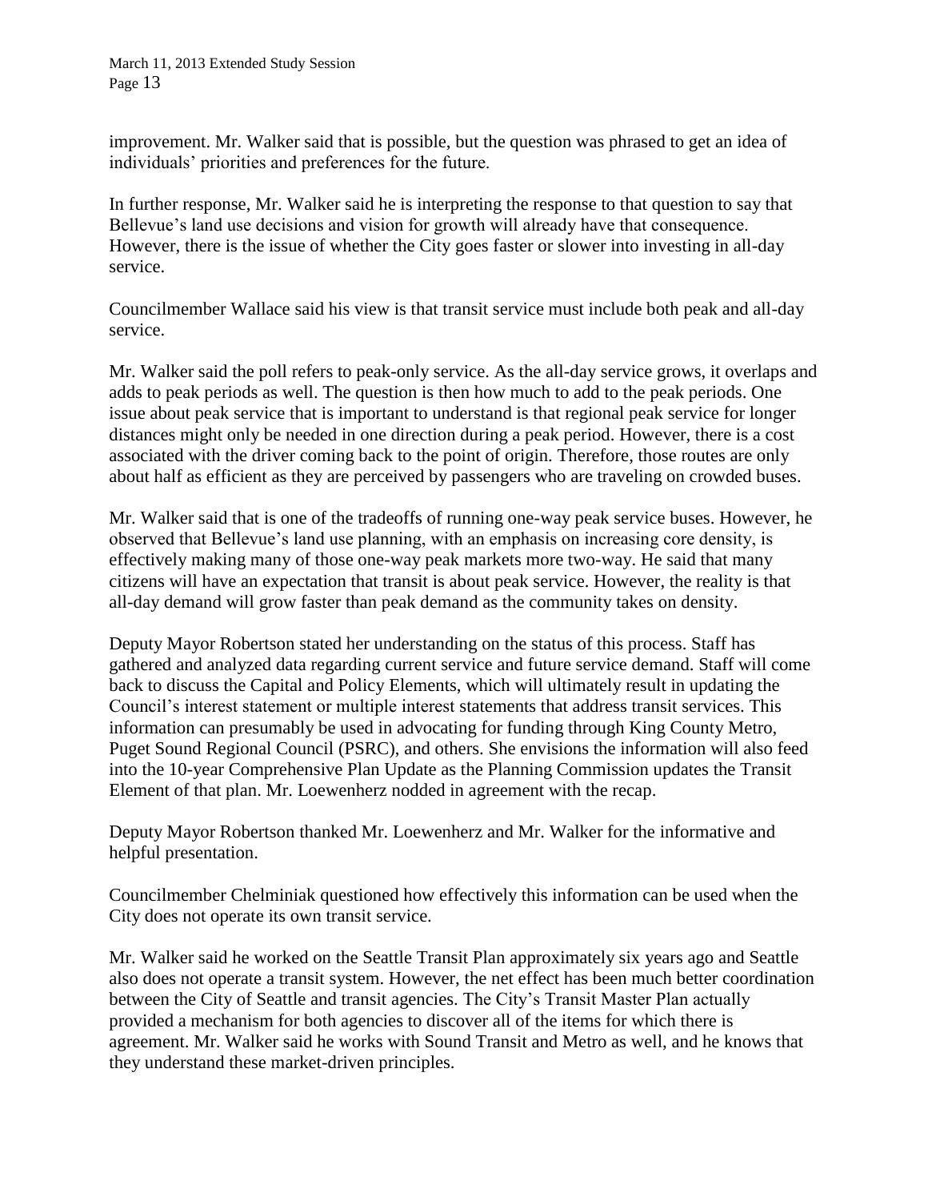improvement. Mr. Walker said that is possible, but the question was phrased to get an idea of individuals' priorities and preferences for the future.

In further response, Mr. Walker said he is interpreting the response to that question to say that Bellevue's land use decisions and vision for growth will already have that consequence. However, there is the issue of whether the City goes faster or slower into investing in all-day service.

Councilmember Wallace said his view is that transit service must include both peak and all-day service.

Mr. Walker said the poll refers to peak-only service. As the all-day service grows, it overlaps and adds to peak periods as well. The question is then how much to add to the peak periods. One issue about peak service that is important to understand is that regional peak service for longer distances might only be needed in one direction during a peak period. However, there is a cost associated with the driver coming back to the point of origin. Therefore, those routes are only about half as efficient as they are perceived by passengers who are traveling on crowded buses.

Mr. Walker said that is one of the tradeoffs of running one-way peak service buses. However, he observed that Bellevue's land use planning, with an emphasis on increasing core density, is effectively making many of those one-way peak markets more two-way. He said that many citizens will have an expectation that transit is about peak service. However, the reality is that all-day demand will grow faster than peak demand as the community takes on density.

Deputy Mayor Robertson stated her understanding on the status of this process. Staff has gathered and analyzed data regarding current service and future service demand. Staff will come back to discuss the Capital and Policy Elements, which will ultimately result in updating the Council's interest statement or multiple interest statements that address transit services. This information can presumably be used in advocating for funding through King County Metro, Puget Sound Regional Council (PSRC), and others. She envisions the information will also feed into the 10-year Comprehensive Plan Update as the Planning Commission updates the Transit Element of that plan. Mr. Loewenherz nodded in agreement with the recap.

Deputy Mayor Robertson thanked Mr. Loewenherz and Mr. Walker for the informative and helpful presentation.

Councilmember Chelminiak questioned how effectively this information can be used when the City does not operate its own transit service.

Mr. Walker said he worked on the Seattle Transit Plan approximately six years ago and Seattle also does not operate a transit system. However, the net effect has been much better coordination between the City of Seattle and transit agencies. The City's Transit Master Plan actually provided a mechanism for both agencies to discover all of the items for which there is agreement. Mr. Walker said he works with Sound Transit and Metro as well, and he knows that they understand these market-driven principles.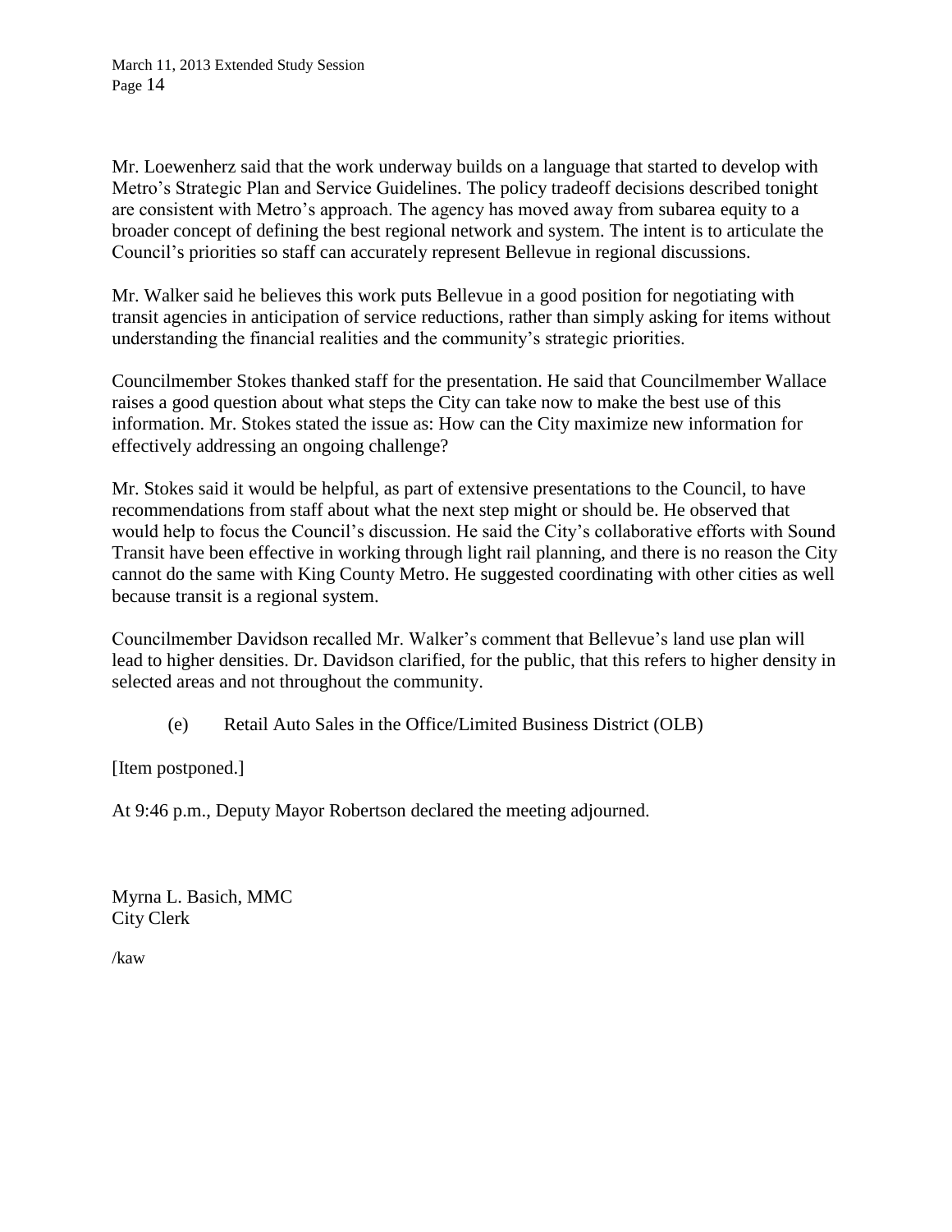Mr. Loewenherz said that the work underway builds on a language that started to develop with Metro's Strategic Plan and Service Guidelines. The policy tradeoff decisions described tonight are consistent with Metro's approach. The agency has moved away from subarea equity to a broader concept of defining the best regional network and system. The intent is to articulate the Council's priorities so staff can accurately represent Bellevue in regional discussions.

Mr. Walker said he believes this work puts Bellevue in a good position for negotiating with transit agencies in anticipation of service reductions, rather than simply asking for items without understanding the financial realities and the community's strategic priorities.

Councilmember Stokes thanked staff for the presentation. He said that Councilmember Wallace raises a good question about what steps the City can take now to make the best use of this information. Mr. Stokes stated the issue as: How can the City maximize new information for effectively addressing an ongoing challenge?

Mr. Stokes said it would be helpful, as part of extensive presentations to the Council, to have recommendations from staff about what the next step might or should be. He observed that would help to focus the Council's discussion. He said the City's collaborative efforts with Sound Transit have been effective in working through light rail planning, and there is no reason the City cannot do the same with King County Metro. He suggested coordinating with other cities as well because transit is a regional system.

Councilmember Davidson recalled Mr. Walker's comment that Bellevue's land use plan will lead to higher densities. Dr. Davidson clarified, for the public, that this refers to higher density in selected areas and not throughout the community.

(e) Retail Auto Sales in the Office/Limited Business District (OLB)

[Item postponed.]

At 9:46 p.m., Deputy Mayor Robertson declared the meeting adjourned.

Myrna L. Basich, MMC
City Clerk

/kaw